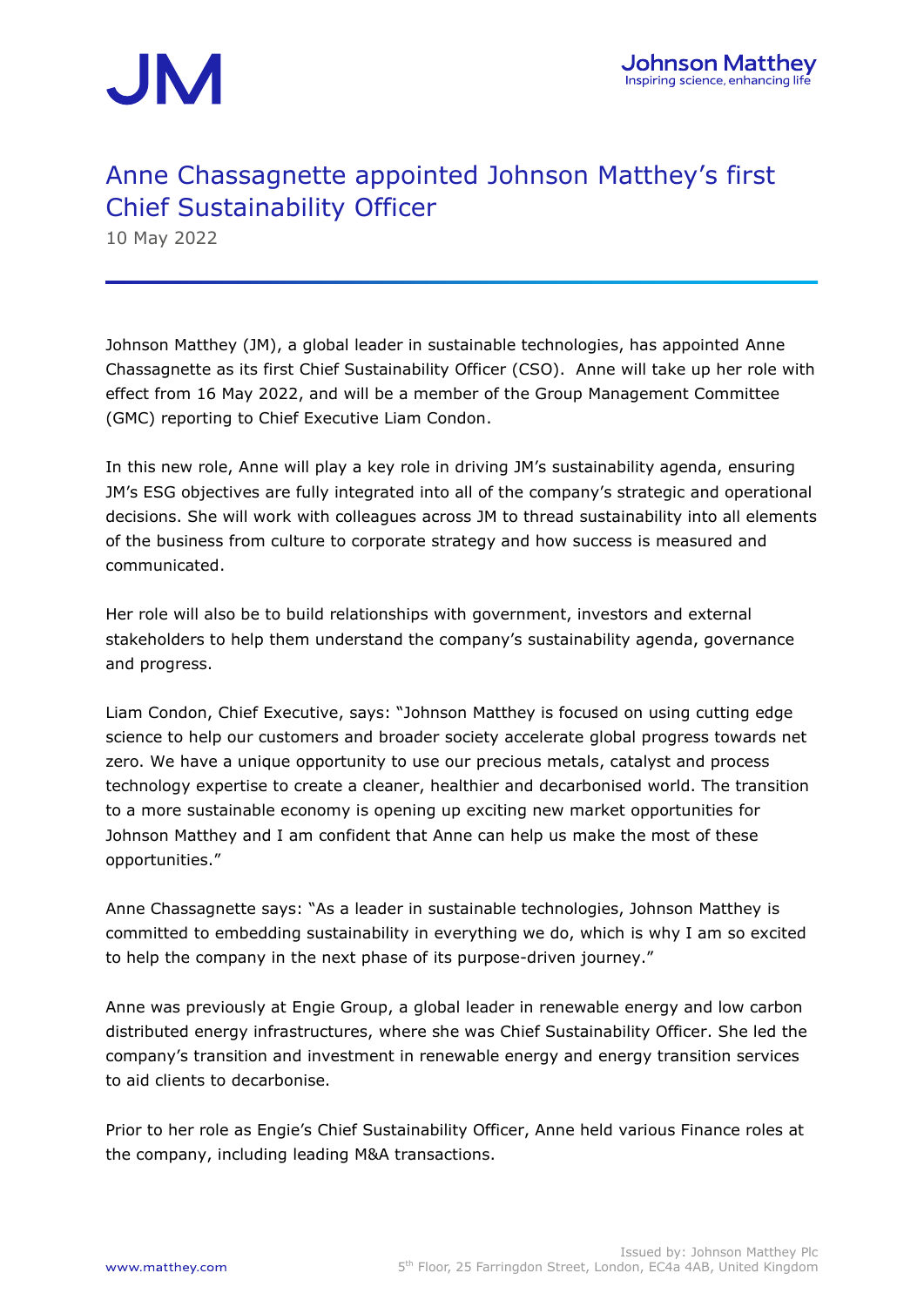# Anne Chassagnette appointed Johnson Matthey's first Chief Sustainability Officer

10 May 2022

Johnson Matthey (JM), a global leader in sustainable technologies, has appointed Anne Chassagnette as its first Chief Sustainability Officer (CSO). Anne will take up her role with effect from 16 May 2022, and will be a member of the Group Management Committee (GMC) reporting to Chief Executive Liam Condon.

In this new role, Anne will play a key role in driving JM's sustainability agenda, ensuring JM's ESG objectives are fully integrated into all of the company's strategic and operational decisions. She will work with colleagues across JM to thread sustainability into all elements of the business from culture to corporate strategy and how success is measured and communicated.

Her role will also be to build relationships with government, investors and external stakeholders to help them understand the company's sustainability agenda, governance and progress.

Liam Condon, Chief Executive, says: "Johnson Matthey is focused on using cutting edge science to help our customers and broader society accelerate global progress towards net zero. We have a unique opportunity to use our precious metals, catalyst and process technology expertise to create a cleaner, healthier and decarbonised world. The transition to a more sustainable economy is opening up exciting new market opportunities for Johnson Matthey and I am confident that Anne can help us make the most of these opportunities."

Anne Chassagnette says: "As a leader in sustainable technologies, Johnson Matthey is committed to embedding sustainability in everything we do, which is why I am so excited to help the company in the next phase of its purpose-driven journey."

Anne was previously at Engie Group, a global leader in renewable energy and low carbon distributed energy infrastructures, where she was Chief Sustainability Officer. She led the company's transition and investment in renewable energy and energy transition services to aid clients to decarbonise.

Prior to her role as Engie's Chief Sustainability Officer, Anne held various Finance roles at the company, including leading M&A transactions.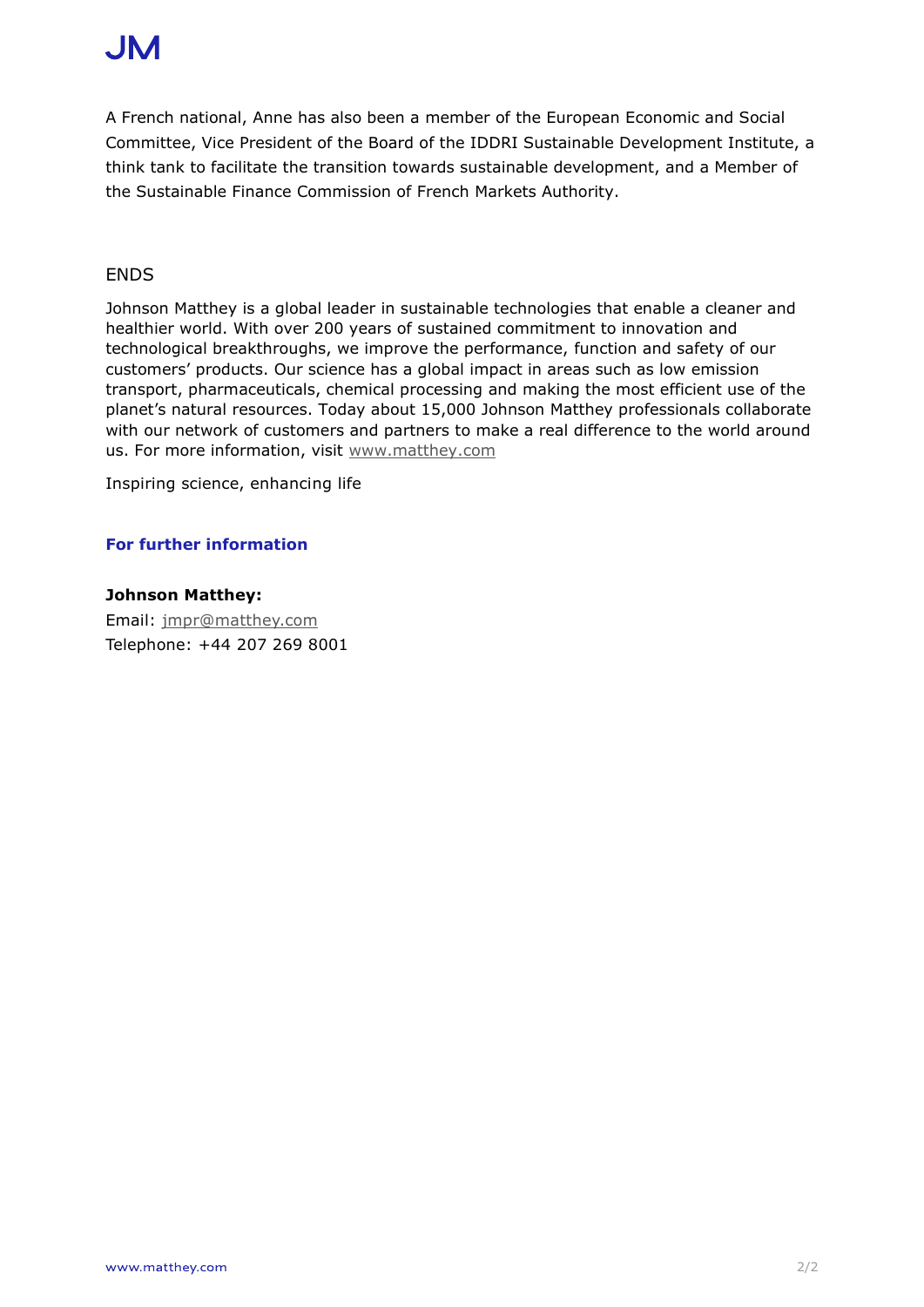A French national, Anne has also been a member of the European Economic and Social Committee, Vice President of the Board of the IDDRI Sustainable Development Institute, a think tank to facilitate the transition towards sustainable development, and a Member of the Sustainable Finance Commission of French Markets Authority.

ENDS

Johnson Matthey is a global leader in sustainable technologies that enable a cleaner and healthier world. With over 200 years of sustained commitment to innovation and technological breakthroughs, we improve the performance, function and safety of our customers' products. Our science has a global impact in areas such as low emission transport, pharmaceuticals, chemical processing and making the most efficient use of the planet's natural resources. Today about 15,000 Johnson Matthey professionals collaborate with our network of customers and partners to make a real difference to the world around us. For more information, visit www.matthey.com

Inspiring science, enhancing life

**For further information**

**Johnson Matthey:**
Email: jmpr@matthey.com
Telephone: +44 207 269 8001